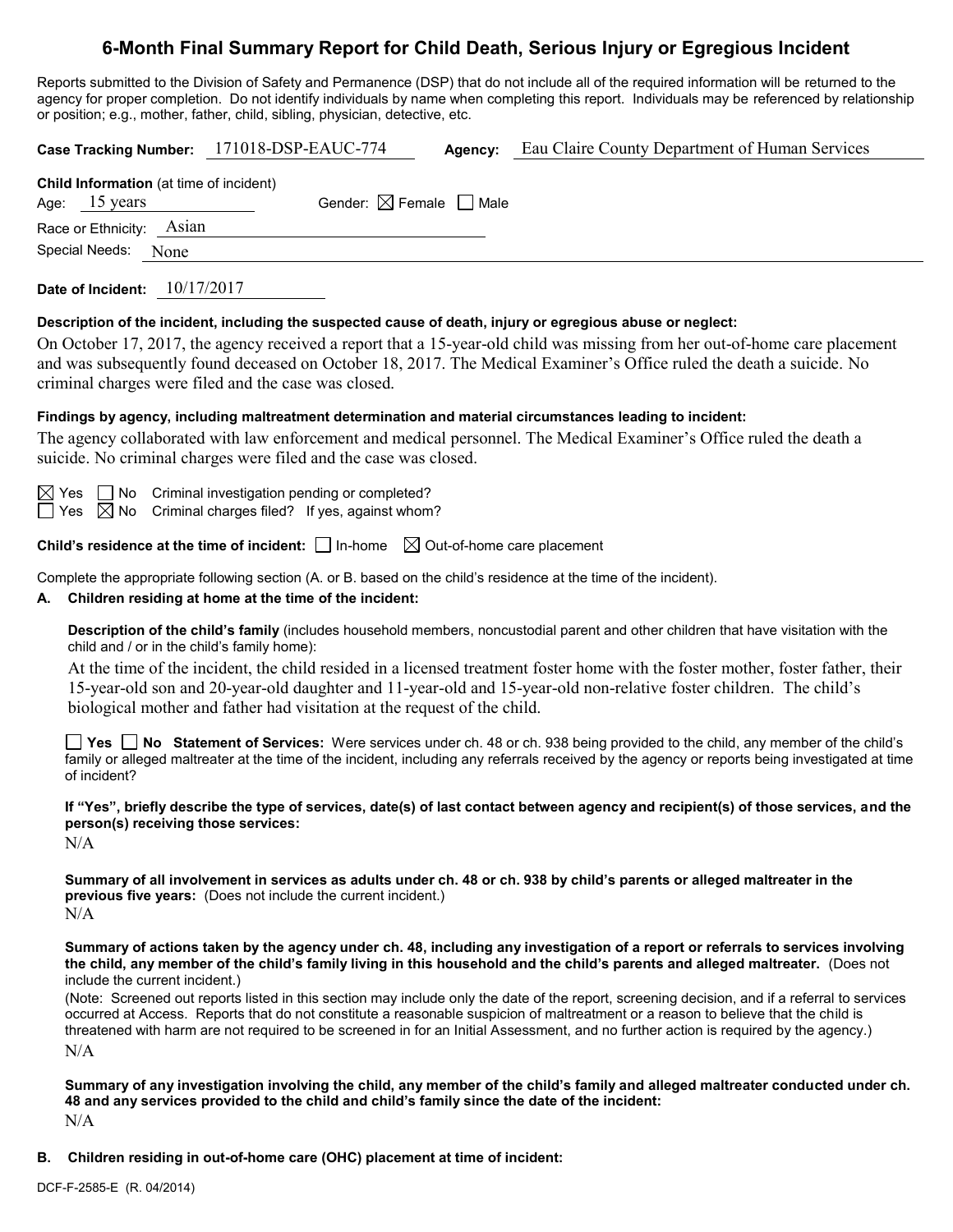# 6-Month Final Summary Report for Child Death, Serious Injury or Egregious Incident

Reports submitted to the Division of Safety and Permanence (DSP) that do not include all of the required information will be returned to the agency for proper completion. Do not identify individuals by name when completing this report. Individuals may be referenced by relationship or position; e.g., mother, father, child, sibling, physician, detective, etc.

**Case Tracking Number:** 171018-DSP-EAUC-774 **Agency:** Eau Claire County Department of Human Services

**Child Information** (at time of incident)

Age: 15 years Gender: ☒ Female ☐ Male

Race or Ethnicity: Asian

Special Needs: None

**Date of Incident:** 10/17/2017

**Description of the incident, including the suspected cause of death, injury or egregious abuse or neglect:**

On October 17, 2017, the agency received a report that a 15-year-old child was missing from her out-of-home care placement and was subsequently found deceased on October 18, 2017. The Medical Examiner's Office ruled the death a suicide. No criminal charges were filed and the case was closed.

**Findings by agency, including maltreatment determination and material circumstances leading to incident:**

The agency collaborated with law enforcement and medical personnel. The Medical Examiner's Office ruled the death a suicide. No criminal charges were filed and the case was closed.

☒ Yes ☐ No Criminal investigation pending or completed?

☐ Yes ☒ No Criminal charges filed? If yes, against whom?

**Child's residence at the time of incident:** ☐ In-home ☒ Out-of-home care placement

Complete the appropriate following section (A. or B. based on the child's residence at the time of the incident).

**A. Children residing at home at the time of the incident:**

**Description of the child's family** (includes household members, noncustodial parent and other children that have visitation with the child and / or in the child's family home):

At the time of the incident, the child resided in a licensed treatment foster home with the foster mother, foster father, their 15-year-old son and 20-year-old daughter and 11-year-old and 15-year-old non-relative foster children. The child's biological mother and father had visitation at the request of the child.

☐ **Yes** ☐ **No** **Statement of Services:** Were services under ch. 48 or ch. 938 being provided to the child, any member of the child's family or alleged maltreater at the time of the incident, including any referrals received by the agency or reports being investigated at time of incident?

**If "Yes", briefly describe the type of services, date(s) of last contact between agency and recipient(s) of those services, and the person(s) receiving those services:**

N/A

**Summary of all involvement in services as adults under ch. 48 or ch. 938 by child's parents or alleged maltreater in the previous five years:** (Does not include the current incident.)

N/A

**Summary of actions taken by the agency under ch. 48, including any investigation of a report or referrals to services involving the child, any member of the child's family living in this household and the child's parents and alleged maltreater.** (Does not include the current incident.)

(Note: Screened out reports listed in this section may include only the date of the report, screening decision, and if a referral to services occurred at Access. Reports that do not constitute a reasonable suspicion of maltreatment or a reason to believe that the child is threatened with harm are not required to be screened in for an Initial Assessment, and no further action is required by the agency.)

N/A

**Summary of any investigation involving the child, any member of the child's family and alleged maltreater conducted under ch. 48 and any services provided to the child and child's family since the date of the incident:**

N/A

**B. Children residing in out-of-home care (OHC) placement at time of incident:**

DCF-F-2585-E (R. 04/2014)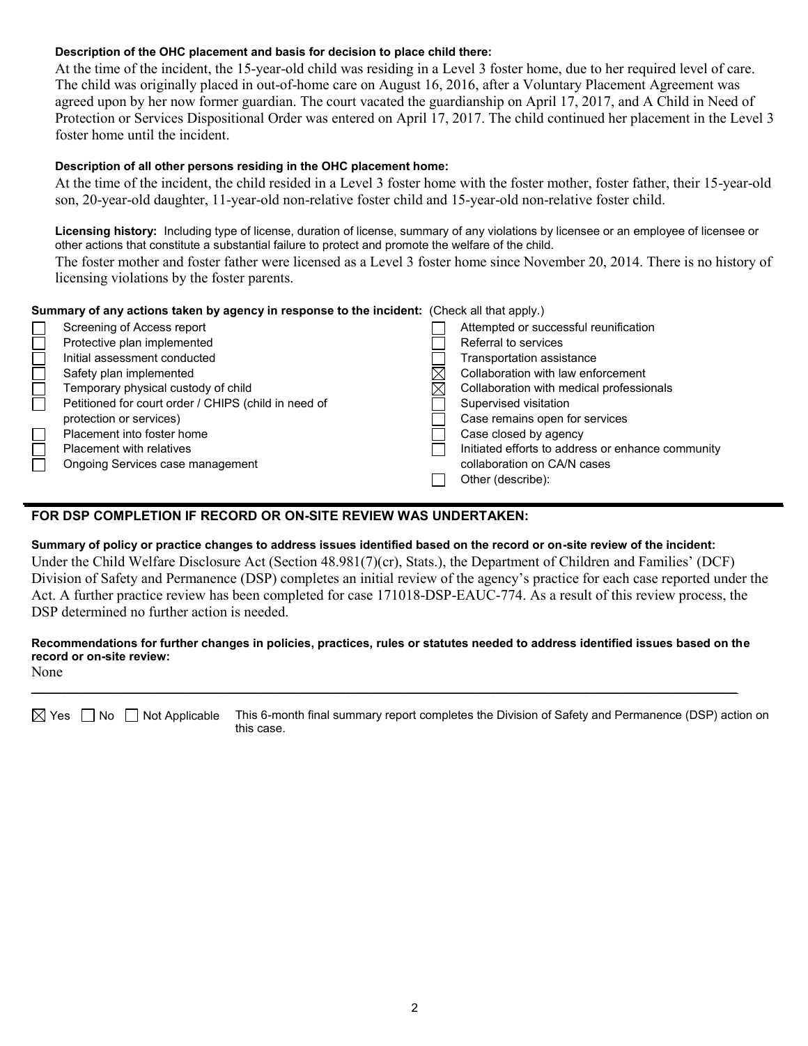**Description of the OHC placement and basis for decision to place child there:**

At the time of the incident, the 15-year-old child was residing in a Level 3 foster home, due to her required level of care. The child was originally placed in out-of-home care on August 16, 2016, after a Voluntary Placement Agreement was agreed upon by her now former guardian. The court vacated the guardianship on April 17, 2017, and A Child in Need of Protection or Services Dispositional Order was entered on April 17, 2017. The child continued her placement in the Level 3 foster home until the incident.

**Description of all other persons residing in the OHC placement home:**

At the time of the incident, the child resided in a Level 3 foster home with the foster mother, foster father, their 15-year-old son, 20-year-old daughter, 11-year-old non-relative foster child and 15-year-old non-relative foster child.

**Licensing history:** Including type of license, duration of license, summary of any violations by licensee or an employee of licensee or other actions that constitute a substantial failure to protect and promote the welfare of the child.

The foster mother and foster father were licensed as a Level 3 foster home since November 20, 2014. There is no history of licensing violations by the foster parents.

**Summary of any actions taken by agency in response to the incident:** (Check all that apply.)

- ☐ Screening of Access report
- ☐ Protective plan implemented
- ☐ Initial assessment conducted
- ☐ Safety plan implemented
- ☐ Temporary physical custody of child
- ☐ Petitioned for court order / CHIPS (child in need of protection or services)
- ☐ Placement into foster home
- ☐ Placement with relatives
- ☐ Ongoing Services case management
- ☐ Attempted or successful reunification
- ☐ Referral to services
- ☐ Transportation assistance
- ☒ Collaboration with law enforcement
- ☒ Collaboration with medical professionals
- ☐ Supervised visitation
- ☐ Case remains open for services
- ☐ Case closed by agency
- ☐ Initiated efforts to address or enhance community collaboration on CA/N cases
- ☐ Other (describe):

## FOR DSP COMPLETION IF RECORD OR ON-SITE REVIEW WAS UNDERTAKEN:

**Summary of policy or practice changes to address issues identified based on the record or on-site review of the incident:**

Under the Child Welfare Disclosure Act (Section 48.981(7)(cr), Stats.), the Department of Children and Families' (DCF) Division of Safety and Permanence (DSP) completes an initial review of the agency's practice for each case reported under the Act. A further practice review has been completed for case 171018-DSP-EAUC-774. As a result of this review process, the DSP determined no further action is needed.

**Recommendations for further changes in policies, practices, rules or statutes needed to address identified issues based on the record or on-site review:**

None

☒ Yes ☐ No ☐ Not Applicable This 6-month final summary report completes the Division of Safety and Permanence (DSP) action on this case.